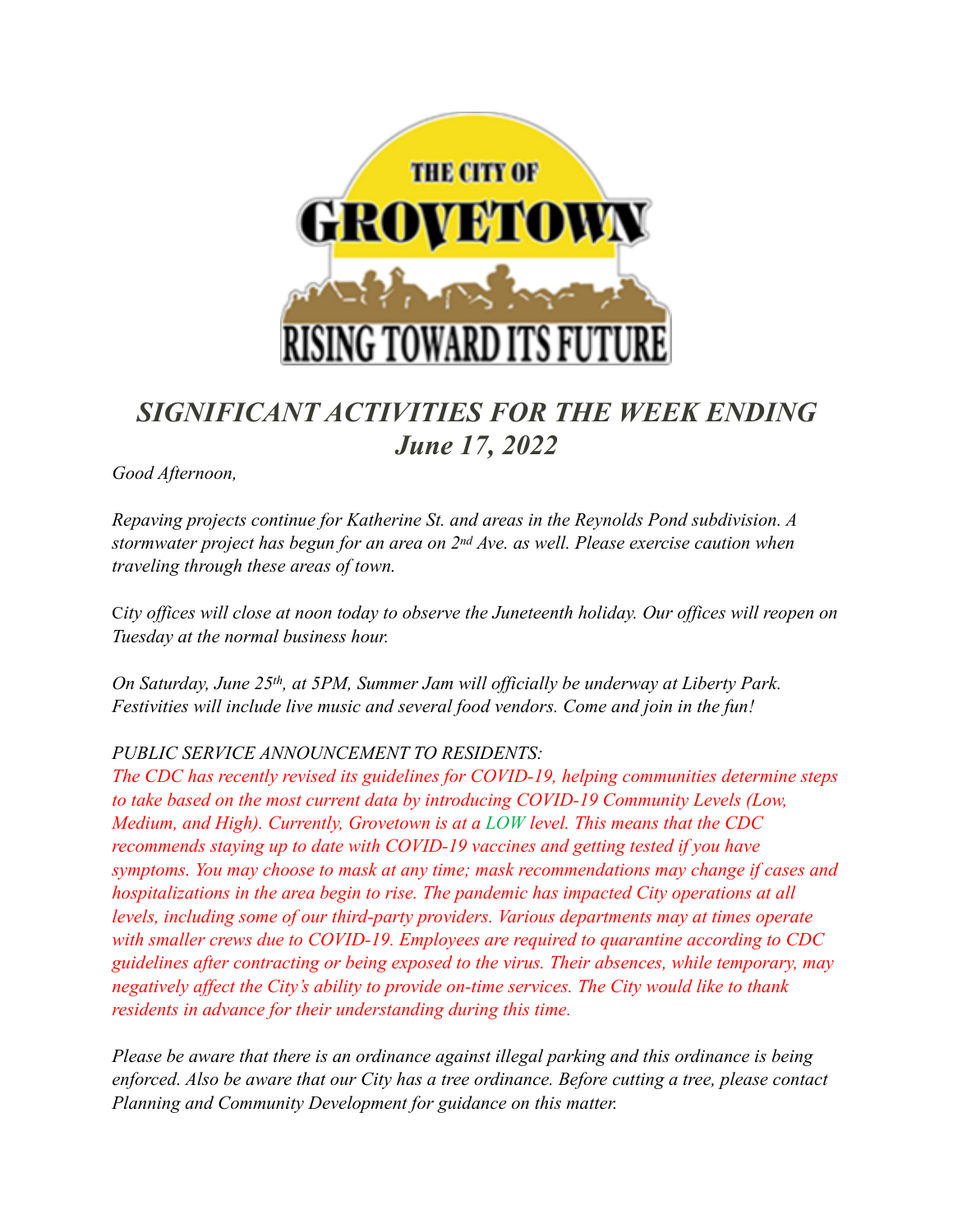# *SIGNIFICANT ACTIVITIES FOR THE WEEK ENDING June 17, 2022*

*Good Afternoon,*

*Repaving projects continue for Katherine St. and areas in the Reynolds Pond subdivision. A stormwater project has begun for an area on 2nd Ave. as well. Please exercise caution when traveling through these areas of town.*

*City offices will close at noon today to observe the Juneteenth holiday. Our offices will reopen on Tuesday at the normal business hour.*

*On Saturday, June 25th, at 5PM, Summer Jam will officially be underway at Liberty Park. Festivities will include live music and several food vendors. Come and join in the fun!*

*PUBLIC SERVICE ANNOUNCEMENT TO RESIDENTS:*
*The CDC has recently revised its guidelines for COVID-19, helping communities determine steps to take based on the most current data by introducing COVID-19 Community Levels (Low, Medium, and High). Currently, Grovetown is at a LOW level. This means that the CDC recommends staying up to date with COVID-19 vaccines and getting tested if you have symptoms. You may choose to mask at any time; mask recommendations may change if cases and hospitalizations in the area begin to rise. The pandemic has impacted City operations at all levels, including some of our third-party providers. Various departments may at times operate with smaller crews due to COVID-19. Employees are required to quarantine according to CDC guidelines after contracting or being exposed to the virus. Their absences, while temporary, may negatively affect the City's ability to provide on-time services. The City would like to thank residents in advance for their understanding during this time.*

*Please be aware that there is an ordinance against illegal parking and this ordinance is being enforced. Also be aware that our City has a tree ordinance. Before cutting a tree, please contact Planning and Community Development for guidance on this matter.*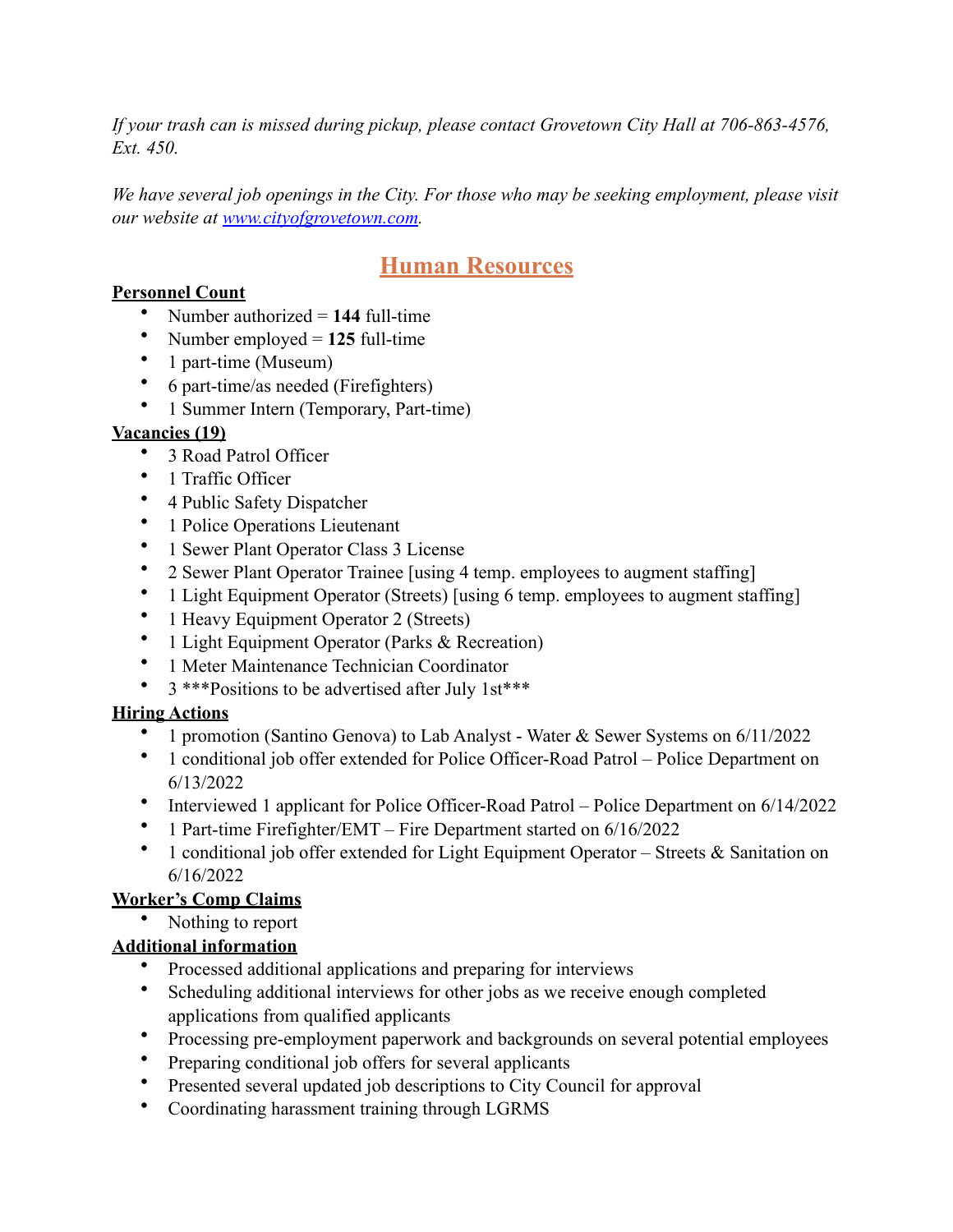*If your trash can is missed during pickup, please contact Grovetown City Hall at 706-863-4576, Ext. 450.*

*We have several job openings in the City. For those who may be seeking employment, please visit our website at [www.cityofgrovetown.com](www.cityofgrovetown.com).*

# Human Resources

**Personnel Count**

- Number authorized = **144** full-time
- Number employed = **125** full-time
- 1 part-time (Museum)
- 6 part-time/as needed (Firefighters)
- 1 Summer Intern (Temporary, Part-time)

**Vacancies (19)**

- 3 Road Patrol Officer
- 1 Traffic Officer
- 4 Public Safety Dispatcher
- 1 Police Operations Lieutenant
- 1 Sewer Plant Operator Class 3 License
- 2 Sewer Plant Operator Trainee [using 4 temp. employees to augment staffing]
- 1 Light Equipment Operator (Streets) [using 6 temp. employees to augment staffing]
- 1 Heavy Equipment Operator 2 (Streets)
- 1 Light Equipment Operator (Parks & Recreation)
- 1 Meter Maintenance Technician Coordinator
- 3 ***Positions to be advertised after July 1st***

**Hiring Actions**

- 1 promotion (Santino Genova) to Lab Analyst - Water & Sewer Systems on 6/11/2022
- 1 conditional job offer extended for Police Officer-Road Patrol – Police Department on 6/13/2022
- Interviewed 1 applicant for Police Officer-Road Patrol – Police Department on 6/14/2022
- 1 Part-time Firefighter/EMT – Fire Department started on 6/16/2022
- 1 conditional job offer extended for Light Equipment Operator – Streets & Sanitation on 6/16/2022

**Worker's Comp Claims**

- Nothing to report

**Additional information**

- Processed additional applications and preparing for interviews
- Scheduling additional interviews for other jobs as we receive enough completed applications from qualified applicants
- Processing pre-employment paperwork and backgrounds on several potential employees
- Preparing conditional job offers for several applicants
- Presented several updated job descriptions to City Council for approval
- Coordinating harassment training through LGRMS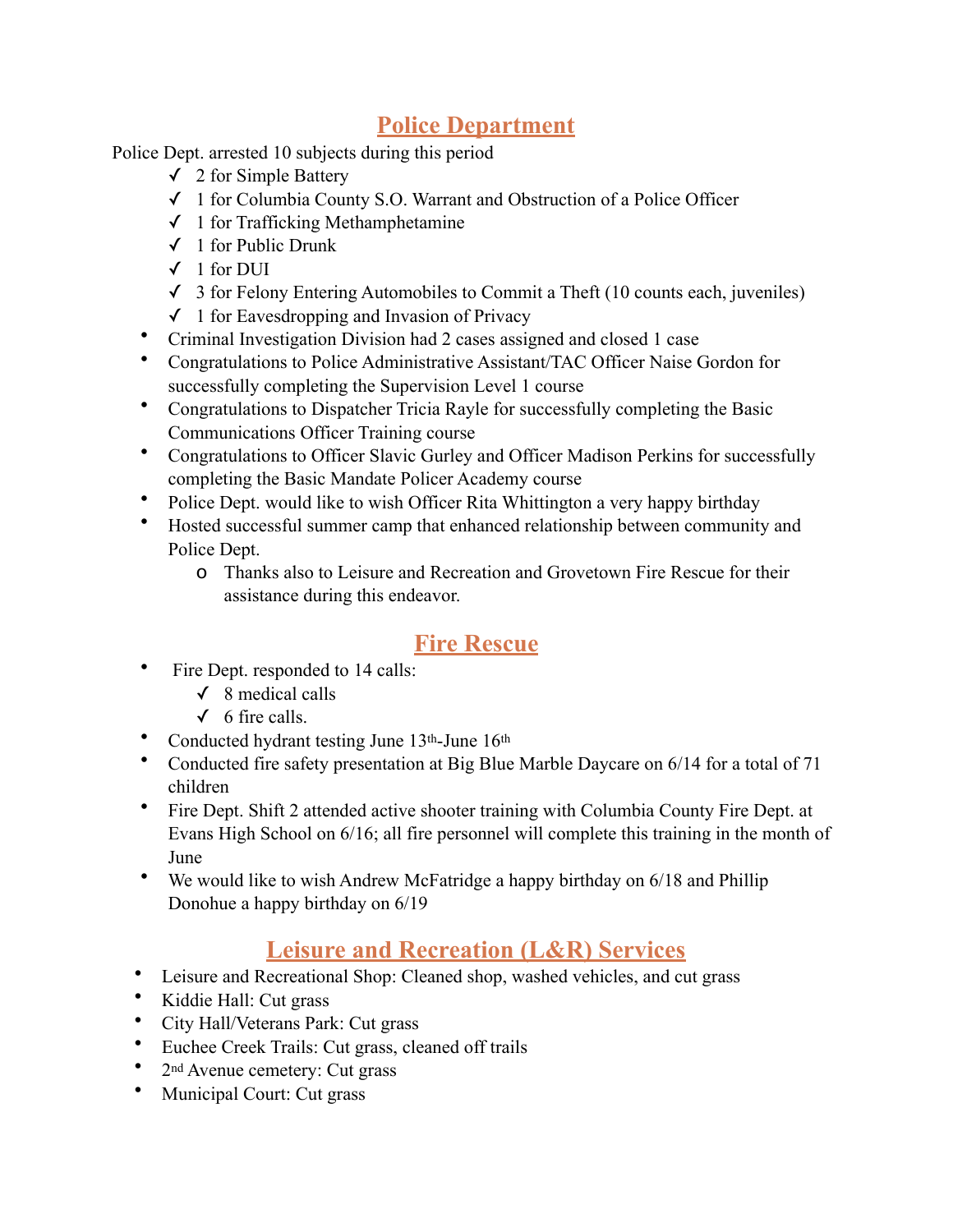## Police Department

Police Dept. arrested 10 subjects during this period

- ✓ 2 for Simple Battery
- ✓ 1 for Columbia County S.O. Warrant and Obstruction of a Police Officer
- ✓ 1 for Trafficking Methamphetamine
- ✓ 1 for Public Drunk
- ✓ 1 for DUI
- ✓ 3 for Felony Entering Automobiles to Commit a Theft (10 counts each, juveniles)
- ✓ 1 for Eavesdropping and Invasion of Privacy

- Criminal Investigation Division had 2 cases assigned and closed 1 case
- Congratulations to Police Administrative Assistant/TAC Officer Naise Gordon for successfully completing the Supervision Level 1 course
- Congratulations to Dispatcher Tricia Rayle for successfully completing the Basic Communications Officer Training course
- Congratulations to Officer Slavic Gurley and Officer Madison Perkins for successfully completing the Basic Mandate Policer Academy course
- Police Dept. would like to wish Officer Rita Whittington a very happy birthday
- Hosted successful summer camp that enhanced relationship between community and Police Dept.
  - Thanks also to Leisure and Recreation and Grovetown Fire Rescue for their assistance during this endeavor.

## Fire Rescue

- Fire Dept. responded to 14 calls:
  - ✓ 8 medical calls
  - ✓ 6 fire calls.
- Conducted hydrant testing June 13th-June 16th
- Conducted fire safety presentation at Big Blue Marble Daycare on 6/14 for a total of 71 children
- Fire Dept. Shift 2 attended active shooter training with Columbia County Fire Dept. at Evans High School on 6/16; all fire personnel will complete this training in the month of June
- We would like to wish Andrew McFatridge a happy birthday on 6/18 and Phillip Donohue a happy birthday on 6/19

## Leisure and Recreation (L&R) Services

- Leisure and Recreational Shop: Cleaned shop, washed vehicles, and cut grass
- Kiddie Hall: Cut grass
- City Hall/Veterans Park: Cut grass
- Euchee Creek Trails: Cut grass, cleaned off trails
- 2nd Avenue cemetery: Cut grass
- Municipal Court: Cut grass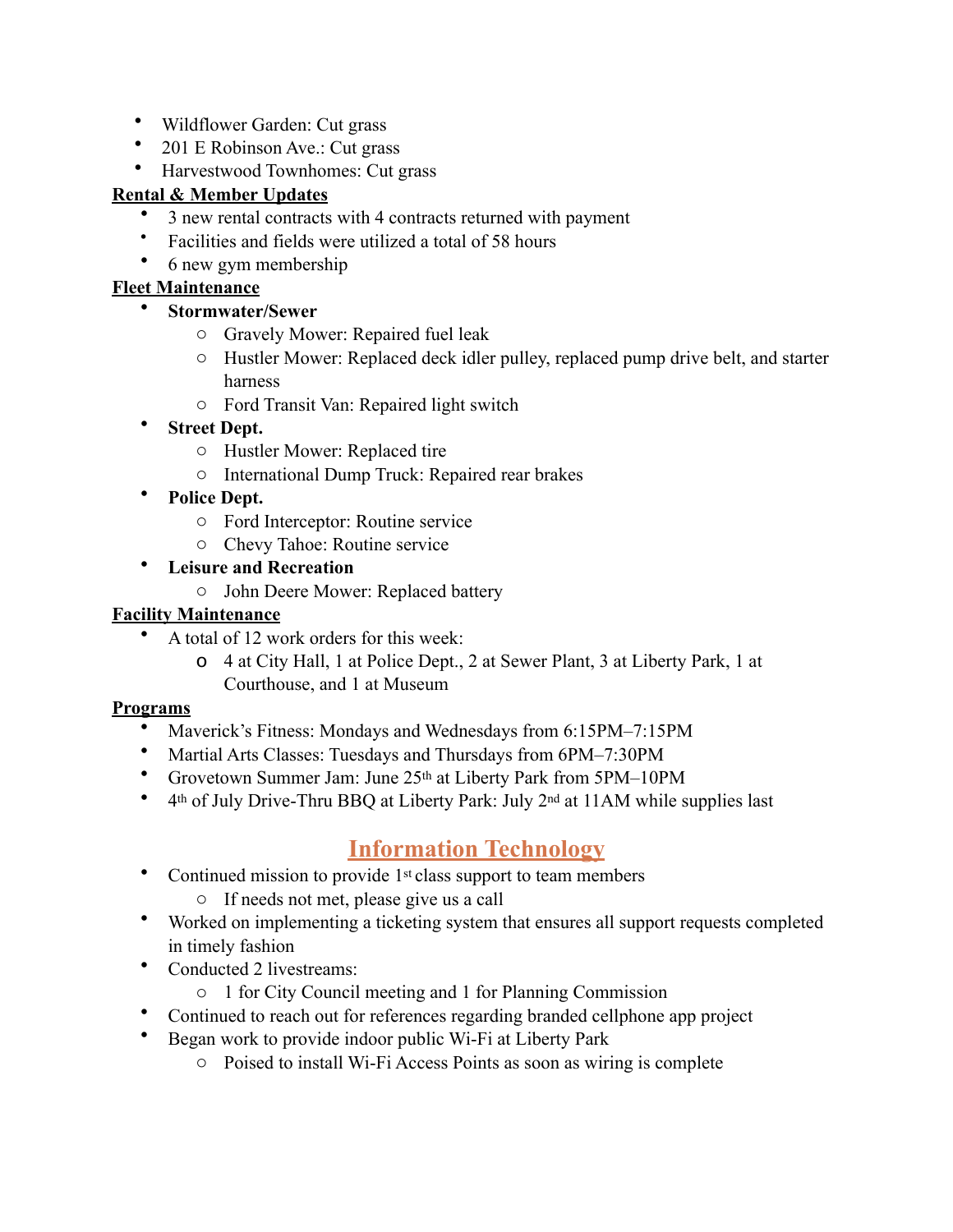- Wildflower Garden: Cut grass
- 201 E Robinson Ave.: Cut grass
- Harvestwood Townhomes: Cut grass

**Rental & Member Updates**

- 3 new rental contracts with 4 contracts returned with payment
- Facilities and fields were utilized a total of 58 hours
- 6 new gym membership

**Fleet Maintenance**

- **Stormwater/Sewer**
  - Gravely Mower: Repaired fuel leak
  - Hustler Mower: Replaced deck idler pulley, replaced pump drive belt, and starter harness
  - Ford Transit Van: Repaired light switch
- **Street Dept.**
  - Hustler Mower: Replaced tire
  - International Dump Truck: Repaired rear brakes
- **Police Dept.**
  - Ford Interceptor: Routine service
  - Chevy Tahoe: Routine service
- **Leisure and Recreation**
  - John Deere Mower: Replaced battery

**Facility Maintenance**

- A total of 12 work orders for this week:
  - 4 at City Hall, 1 at Police Dept., 2 at Sewer Plant, 3 at Liberty Park, 1 at Courthouse, and 1 at Museum

**Programs**

- Maverick's Fitness: Mondays and Wednesdays from 6:15PM–7:15PM
- Martial Arts Classes: Tuesdays and Thursdays from 6PM–7:30PM
- Grovetown Summer Jam: June 25th at Liberty Park from 5PM–10PM
- 4th of July Drive-Thru BBQ at Liberty Park: July 2nd at 11AM while supplies last

## Information Technology

- Continued mission to provide 1st class support to team members
  - If needs not met, please give us a call
- Worked on implementing a ticketing system that ensures all support requests completed in timely fashion
- Conducted 2 livestreams:
  - 1 for City Council meeting and 1 for Planning Commission
- Continued to reach out for references regarding branded cellphone app project
- Began work to provide indoor public Wi-Fi at Liberty Park
  - Poised to install Wi-Fi Access Points as soon as wiring is complete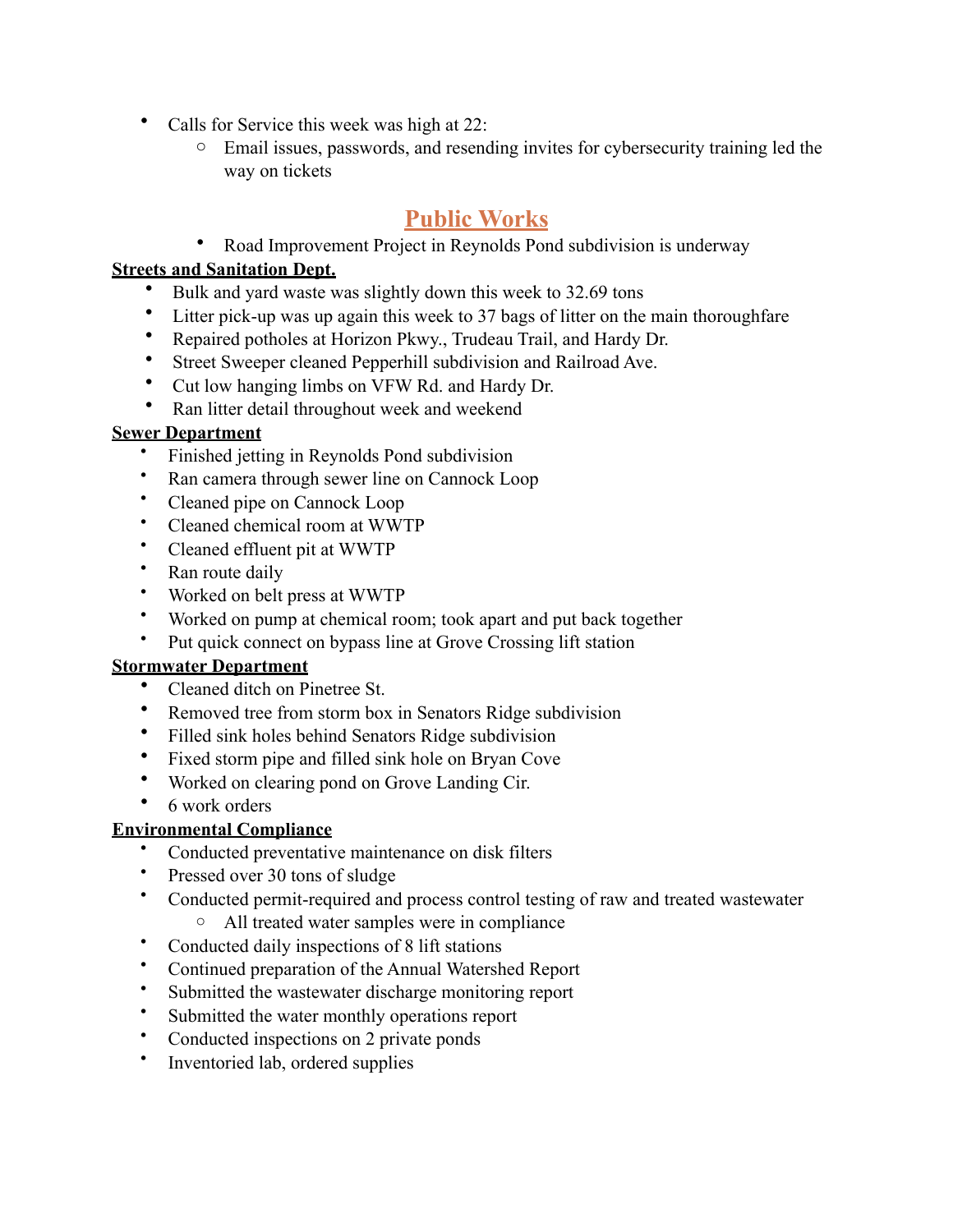- Calls for Service this week was high at 22:
  - Email issues, passwords, and resending invites for cybersecurity training led the way on tickets

## Public Works

- Road Improvement Project in Reynolds Pond subdivision is underway

### Streets and Sanitation Dept.

- Bulk and yard waste was slightly down this week to 32.69 tons
- Litter pick-up was up again this week to 37 bags of litter on the main thoroughfare
- Repaired potholes at Horizon Pkwy., Trudeau Trail, and Hardy Dr.
- Street Sweeper cleaned Pepperhill subdivision and Railroad Ave.
- Cut low hanging limbs on VFW Rd. and Hardy Dr.
- Ran litter detail throughout week and weekend

### Sewer Department

- Finished jetting in Reynolds Pond subdivision
- Ran camera through sewer line on Cannock Loop
- Cleaned pipe on Cannock Loop
- Cleaned chemical room at WWTP
- Cleaned effluent pit at WWTP
- Ran route daily
- Worked on belt press at WWTP
- Worked on pump at chemical room; took apart and put back together
- Put quick connect on bypass line at Grove Crossing lift station

### Stormwater Department

- Cleaned ditch on Pinetree St.
- Removed tree from storm box in Senators Ridge subdivision
- Filled sink holes behind Senators Ridge subdivision
- Fixed storm pipe and filled sink hole on Bryan Cove
- Worked on clearing pond on Grove Landing Cir.
- 6 work orders

### Environmental Compliance

- Conducted preventative maintenance on disk filters
- Pressed over 30 tons of sludge
- Conducted permit-required and process control testing of raw and treated wastewater
  - All treated water samples were in compliance
- Conducted daily inspections of 8 lift stations
- Continued preparation of the Annual Watershed Report
- Submitted the wastewater discharge monitoring report
- Submitted the water monthly operations report
- Conducted inspections on 2 private ponds
- Inventoried lab, ordered supplies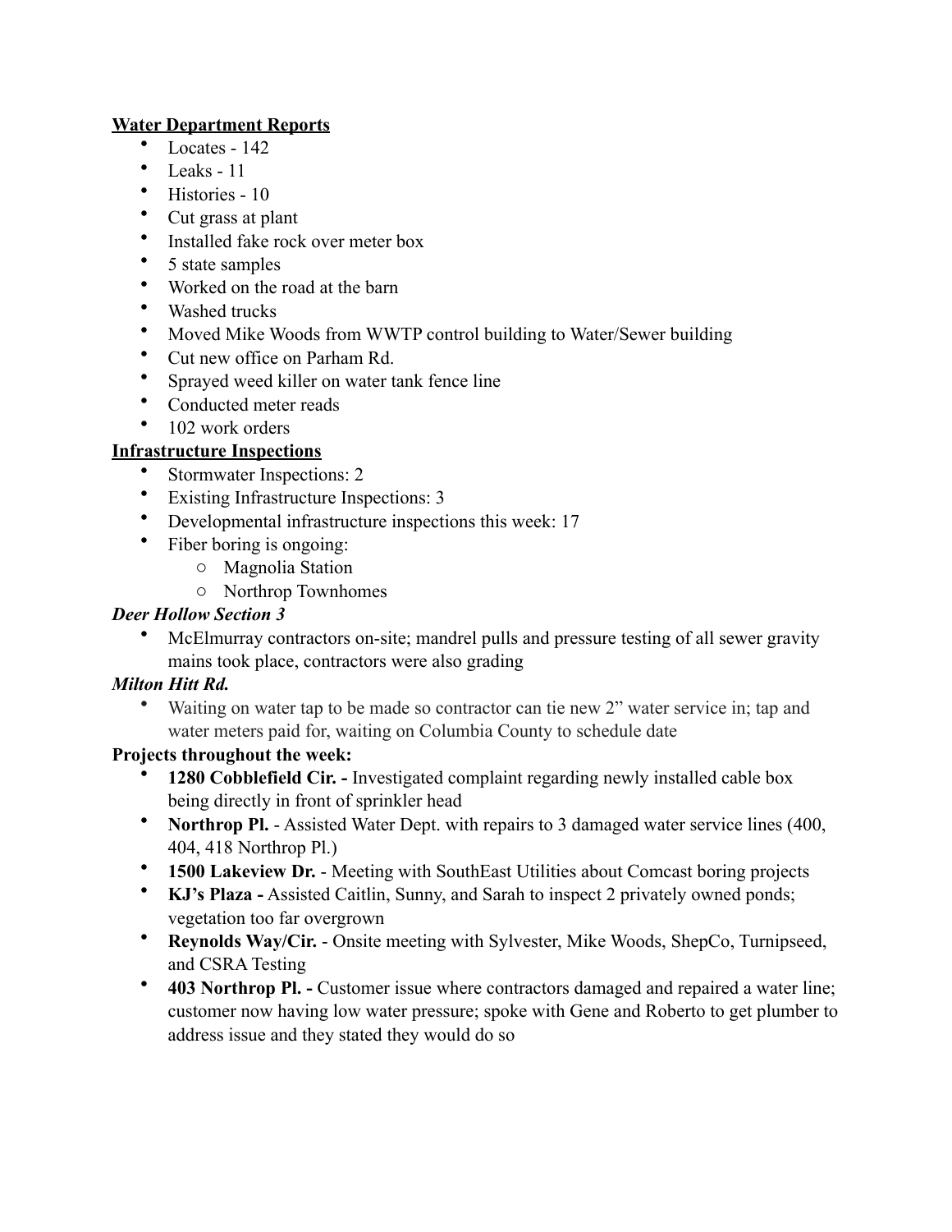**Water Department Reports**

- Locates - 142
- Leaks - 11
- Histories - 10
- Cut grass at plant
- Installed fake rock over meter box
- 5 state samples
- Worked on the road at the barn
- Washed trucks
- Moved Mike Woods from WWTP control building to Water/Sewer building
- Cut new office on Parham Rd.
- Sprayed weed killer on water tank fence line
- Conducted meter reads
- 102 work orders

**Infrastructure Inspections**

- Stormwater Inspections: 2
- Existing Infrastructure Inspections: 3
- Developmental infrastructure inspections this week: 17
- Fiber boring is ongoing:
  - Magnolia Station
  - Northrop Townhomes

***Deer Hollow Section 3***

- McElmurray contractors on-site; mandrel pulls and pressure testing of all sewer gravity mains took place, contractors were also grading

***Milton Hitt Rd.***

- Waiting on water tap to be made so contractor can tie new 2" water service in; tap and water meters paid for, waiting on Columbia County to schedule date

**Projects throughout the week:**

- **1280 Cobblefield Cir. -** Investigated complaint regarding newly installed cable box being directly in front of sprinkler head
- **Northrop Pl.** - Assisted Water Dept. with repairs to 3 damaged water service lines (400, 404, 418 Northrop Pl.)
- **1500 Lakeview Dr.** - Meeting with SouthEast Utilities about Comcast boring projects
- **KJ's Plaza -** Assisted Caitlin, Sunny, and Sarah to inspect 2 privately owned ponds; vegetation too far overgrown
- **Reynolds Way/Cir.** - Onsite meeting with Sylvester, Mike Woods, ShepCo, Turnipseed, and CSRA Testing
- **403 Northrop Pl. -** Customer issue where contractors damaged and repaired a water line; customer now having low water pressure; spoke with Gene and Roberto to get plumber to address issue and they stated they would do so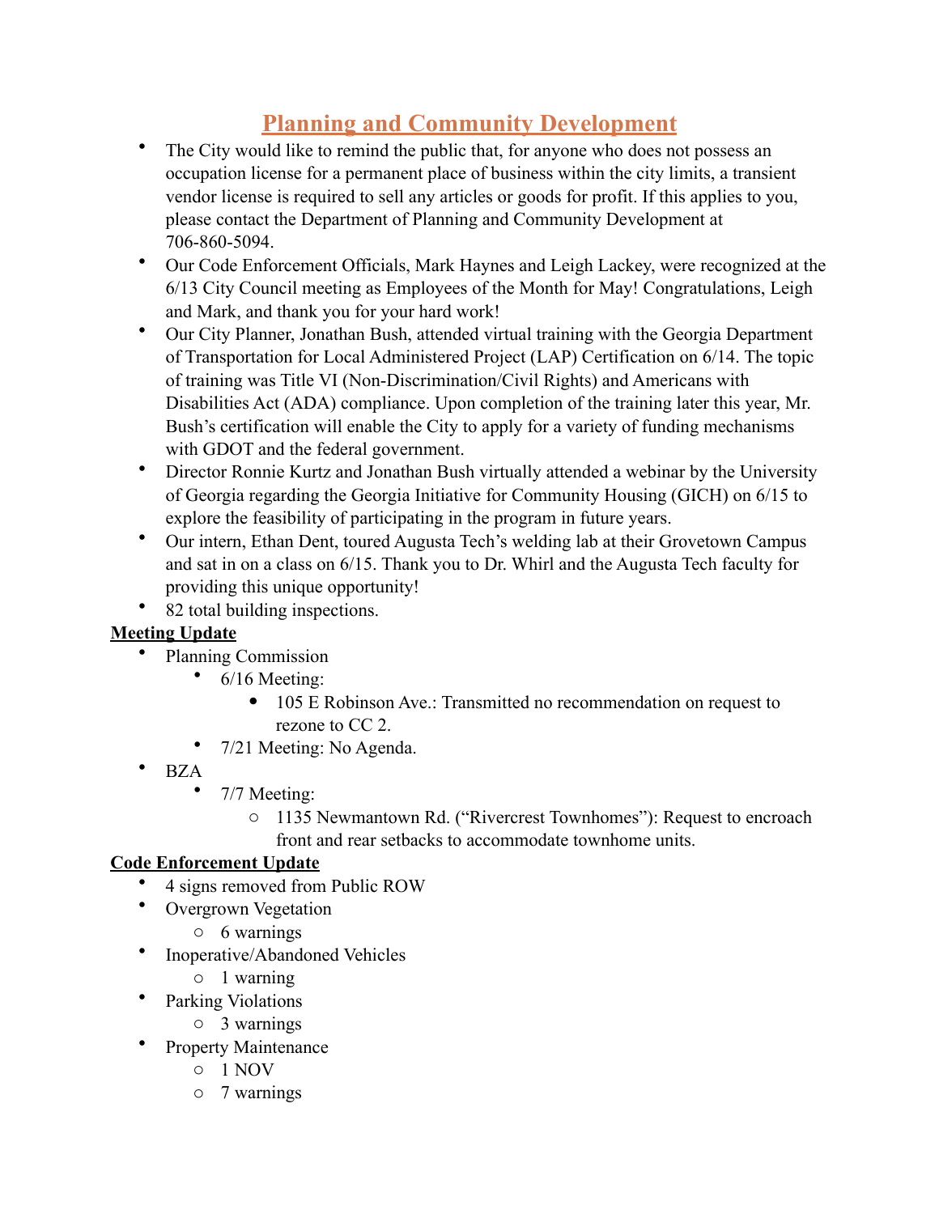# Planning and Community Development

- The City would like to remind the public that, for anyone who does not possess an occupation license for a permanent place of business within the city limits, a transient vendor license is required to sell any articles or goods for profit. If this applies to you, please contact the Department of Planning and Community Development at 706-860-5094.
- Our Code Enforcement Officials, Mark Haynes and Leigh Lackey, were recognized at the 6/13 City Council meeting as Employees of the Month for May! Congratulations, Leigh and Mark, and thank you for your hard work!
- Our City Planner, Jonathan Bush, attended virtual training with the Georgia Department of Transportation for Local Administered Project (LAP) Certification on 6/14. The topic of training was Title VI (Non-Discrimination/Civil Rights) and Americans with Disabilities Act (ADA) compliance. Upon completion of the training later this year, Mr. Bush's certification will enable the City to apply for a variety of funding mechanisms with GDOT and the federal government.
- Director Ronnie Kurtz and Jonathan Bush virtually attended a webinar by the University of Georgia regarding the Georgia Initiative for Community Housing (GICH) on 6/15 to explore the feasibility of participating in the program in future years.
- Our intern, Ethan Dent, toured Augusta Tech's welding lab at their Grovetown Campus and sat in on a class on 6/15. Thank you to Dr. Whirl and the Augusta Tech faculty for providing this unique opportunity!
- 82 total building inspections.

**Meeting Update**

- Planning Commission
  - 6/16 Meeting:
    - 105 E Robinson Ave.: Transmitted no recommendation on request to rezone to CC 2.
  - 7/21 Meeting: No Agenda.
- BZA
  - 7/7 Meeting:
    - 1135 Newmantown Rd. ("Rivercrest Townhomes"): Request to encroach front and rear setbacks to accommodate townhome units.

**Code Enforcement Update**

- 4 signs removed from Public ROW
- Overgrown Vegetation
  - 6 warnings
- Inoperative/Abandoned Vehicles
  - 1 warning
- Parking Violations
  - 3 warnings
- Property Maintenance
  - 1 NOV
  - 7 warnings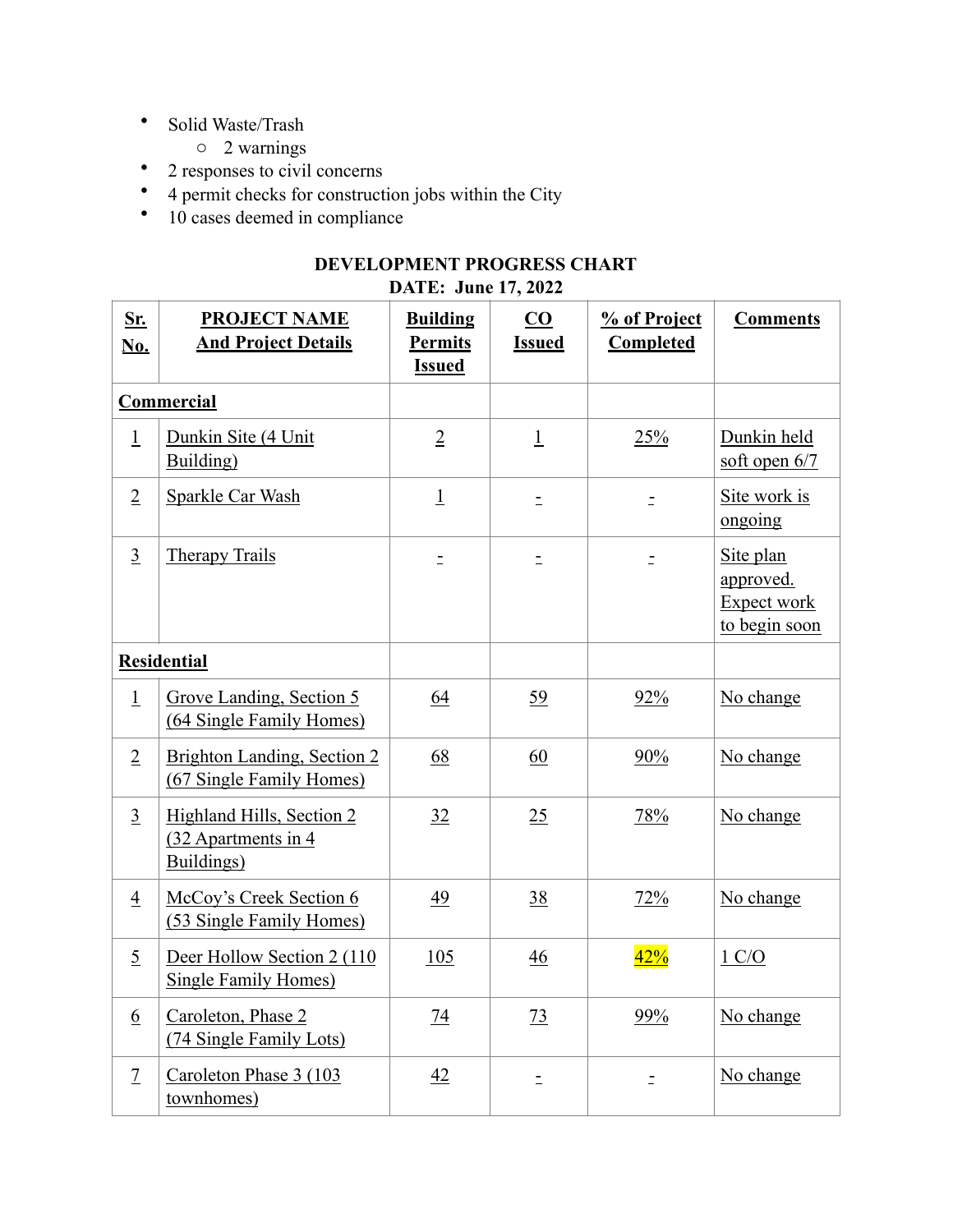- Solid Waste/Trash
    - 2 warnings
- 2 responses to civil concerns
- 4 permit checks for construction jobs within the City
- 10 cases deemed in compliance

**DEVELOPMENT PROGRESS CHART**
**DATE: June 17, 2022**

| Sr. No. | PROJECT NAME And Project Details | Building Permits Issued | CO Issued | % of Project Completed | Comments |
|---|---|---|---|---|---|
| **Commercial** | | | | | |
| 1 | Dunkin Site (4 Unit Building) | 2 | 1 | 25% | Dunkin held soft open 6/7 |
| 2 | Sparkle Car Wash | 1 | - | - | Site work is ongoing |
| 3 | Therapy Trails | - | - | - | Site plan approved. Expect work to begin soon |
| **Residential** | | | | | |
| 1 | Grove Landing, Section 5 (64 Single Family Homes) | 64 | 59 | 92% | No change |
| 2 | Brighton Landing, Section 2 (67 Single Family Homes) | 68 | 60 | 90% | No change |
| 3 | Highland Hills, Section 2 (32 Apartments in 4 Buildings) | 32 | 25 | 78% | No change |
| 4 | McCoy's Creek Section 6 (53 Single Family Homes) | 49 | 38 | 72% | No change |
| 5 | Deer Hollow Section 2 (110 Single Family Homes) | 105 | 46 | 42% | 1 C/O |
| 6 | Caroleton, Phase 2 (74 Single Family Lots) | 74 | 73 | 99% | No change |
| 7 | Caroleton Phase 3 (103 townhomes) | 42 | - | - | No change |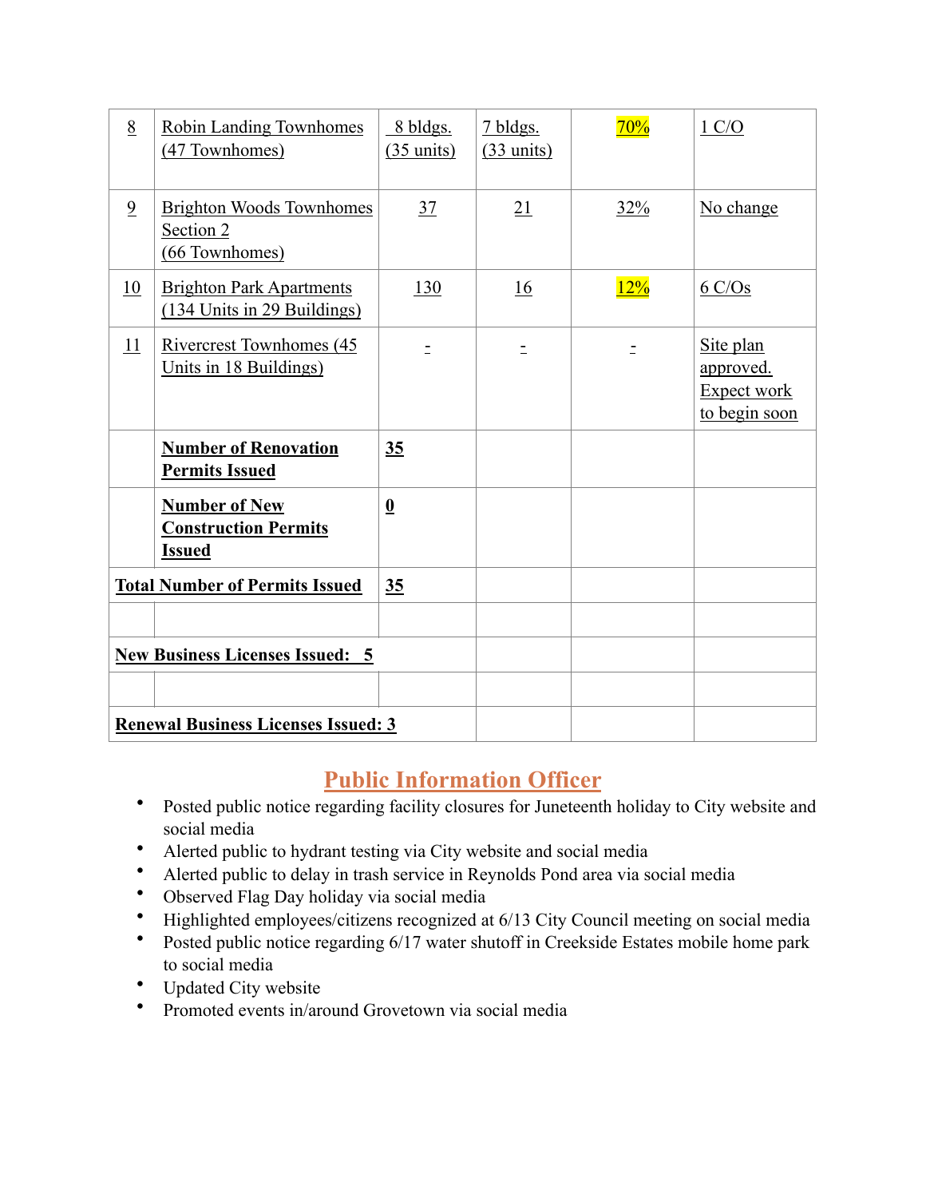| 8 | Robin Landing Townhomes (47 Townhomes) | 8 bldgs. (35 units) | 7 bldgs. (33 units) | 70% | 1 C/O |
|---|---|---|---|---|---|
| 9 | Brighton Woods Townhomes Section 2 (66 Townhomes) | 37 | 21 | 32% | No change |
| 10 | Brighton Park Apartments (134 Units in 29 Buildings) | 130 | 16 | 12% | 6 C/Os |
| 11 | Rivercrest Townhomes (45 Units in 18 Buildings) | - | - | - | Site plan approved. Expect work to begin soon |
| | **Number of Renovation Permits Issued** | **35** | | | |
| | **Number of New Construction Permits Issued** | **0** | | | |
| **Total Number of Permits Issued** | | **35** | | | |
| | | | | | |
| **New Business Licenses Issued: 5** | | | | | |
| | | | | | |
| **Renewal Business Licenses Issued: 3** | | | | | |

## Public Information Officer

- Posted public notice regarding facility closures for Juneteenth holiday to City website and social media
- Alerted public to hydrant testing via City website and social media
- Alerted public to delay in trash service in Reynolds Pond area via social media
- Observed Flag Day holiday via social media
- Highlighted employees/citizens recognized at 6/13 City Council meeting on social media
- Posted public notice regarding 6/17 water shutoff in Creekside Estates mobile home park to social media
- Updated City website
- Promoted events in/around Grovetown via social media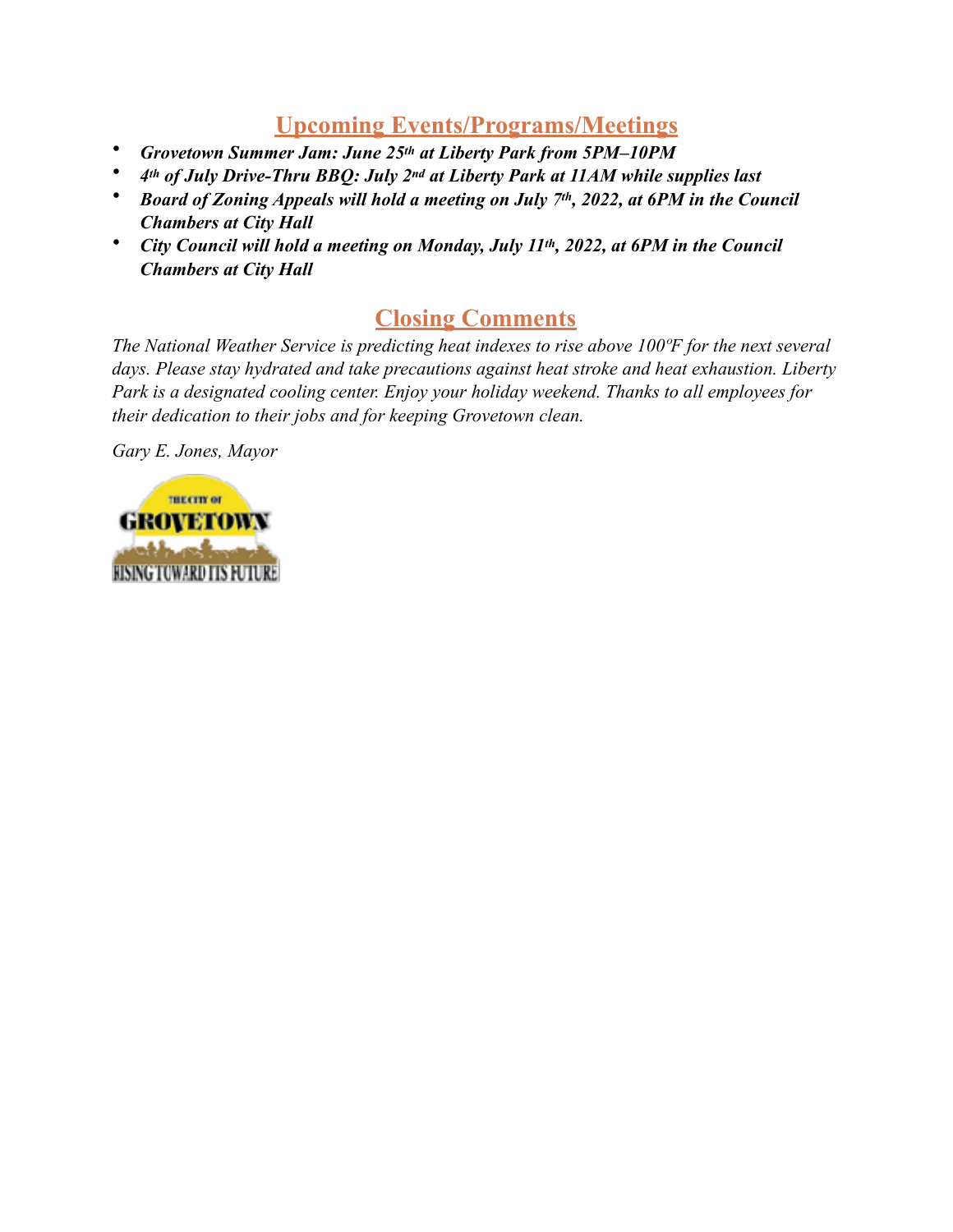## Upcoming Events/Programs/Meetings

- ***Grovetown Summer Jam: June 25th at Liberty Park from 5PM–10PM***
- ***4th of July Drive-Thru BBQ: July 2nd at Liberty Park at 11AM while supplies last***
- ***Board of Zoning Appeals will hold a meeting on July 7th, 2022, at 6PM in the Council Chambers at City Hall***
- ***City Council will hold a meeting on Monday, July 11th, 2022, at 6PM in the Council Chambers at City Hall***

## Closing Comments

*The National Weather Service is predicting heat indexes to rise above 100ºF for the next several days. Please stay hydrated and take precautions against heat stroke and heat exhaustion. Liberty Park is a designated cooling center. Enjoy your holiday weekend. Thanks to all employees for their dedication to their jobs and for keeping Grovetown clean.*

*Gary E. Jones, Mayor*

THE CITY OF GROVETOWN RISING TOWARD ITS FUTURE